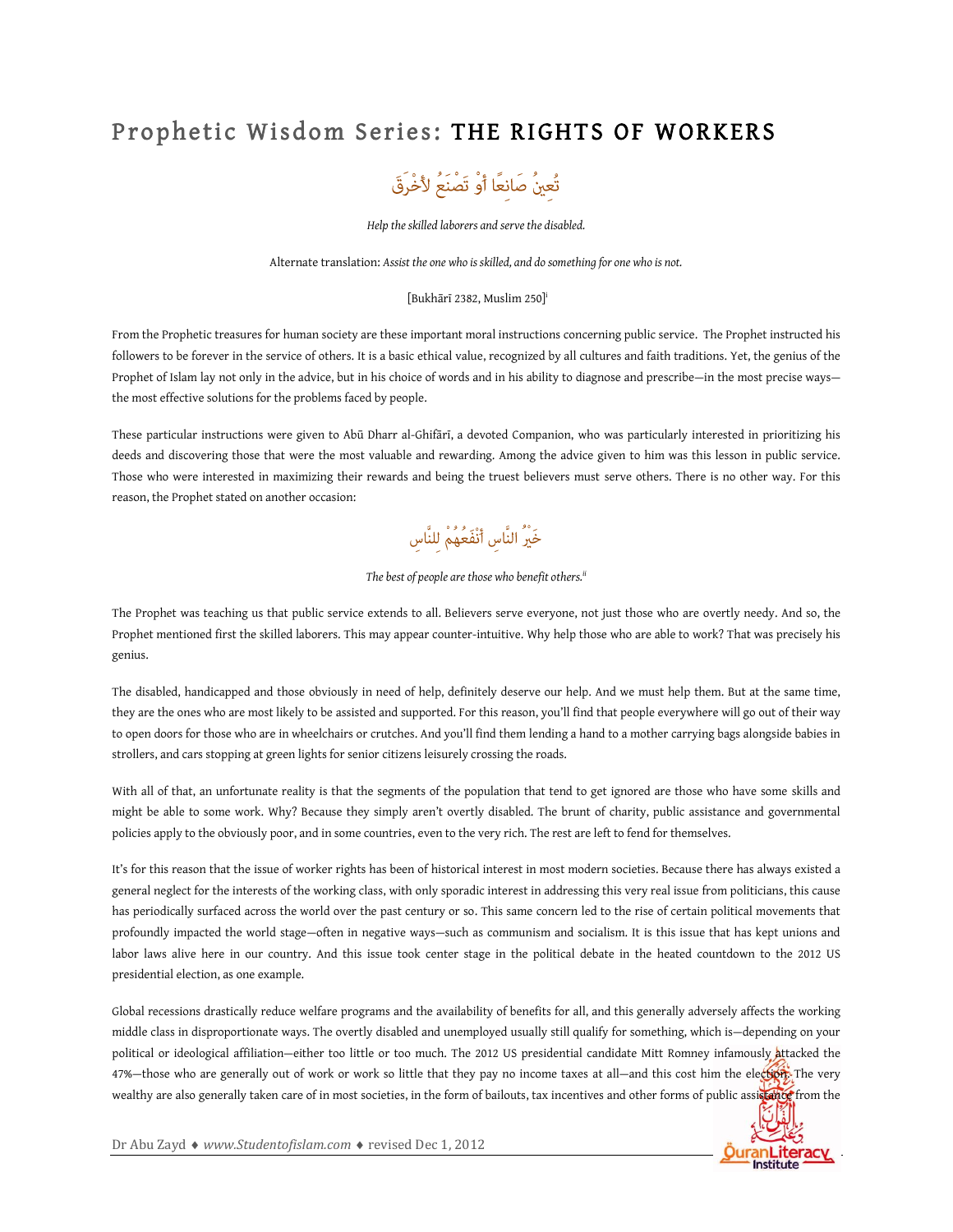# Prophetic Wisdom Series: THE RIGHTS OF WORKERS

تُعِينُ صَانِعًا أَوْ تَصْنَعُ لأَخْرَقَ

*Help the skilled laborers and serve the disabled.*

Alternate translation: *Assist the one who is skilled, and do something for one who is not.*

[Bukhārī 2382, Muslim 250][i]

From the Prophetic treasures for human society are these important moral instructions concerning public service. The Prophet instructed his followers to be forever in the service of others. It is a basic ethical value, recognized by all cultures and faith traditions. Yet, the genius of the Prophet of Islam lay not only in the advice, but in his choice of words and in his ability to diagnose and prescribe—in the most precise ways—the most effective solutions for the problems faced by people.

These particular instructions were given to Abū Dharr al-Ghifārī, a devoted Companion, who was particularly interested in prioritizing his deeds and discovering those that were the most valuable and rewarding. Among the advice given to him was this lesson in public service. Those who were interested in maximizing their rewards and being the truest believers must serve others. There is no other way. For this reason, the Prophet stated on another occasion:

خَيْرُ النَّاسِ أَنْفَعُهُمْ لِلنَّاسِ

*The best of people are those who benefit others.*[ii]

The Prophet was teaching us that public service extends to all. Believers serve everyone, not just those who are overtly needy. And so, the Prophet mentioned first the skilled laborers. This may appear counter-intuitive. Why help those who are able to work? That was precisely his genius.

The disabled, handicapped and those obviously in need of help, definitely deserve our help. And we must help them. But at the same time, they are the ones who are most likely to be assisted and supported. For this reason, you'll find that people everywhere will go out of their way to open doors for those who are in wheelchairs or crutches. And you'll find them lending a hand to a mother carrying bags alongside babies in strollers, and cars stopping at green lights for senior citizens leisurely crossing the roads.

With all of that, an unfortunate reality is that the segments of the population that tend to get ignored are those who have some skills and might be able to some work. Why? Because they simply aren't overtly disabled. The brunt of charity, public assistance and governmental policies apply to the obviously poor, and in some countries, even to the very rich. The rest are left to fend for themselves.

It's for this reason that the issue of worker rights has been of historical interest in most modern societies. Because there has always existed a general neglect for the interests of the working class, with only sporadic interest in addressing this very real issue from politicians, this cause has periodically surfaced across the world over the past century or so. This same concern led to the rise of certain political movements that profoundly impacted the world stage—often in negative ways—such as communism and socialism. It is this issue that has kept unions and labor laws alive here in our country. And this issue took center stage in the political debate in the heated countdown to the 2012 US presidential election, as one example.

Global recessions drastically reduce welfare programs and the availability of benefits for all, and this generally adversely affects the working middle class in disproportionate ways. The overtly disabled and unemployed usually still qualify for something, which is—depending on your political or ideological affiliation—either too little or too much. The 2012 US presidential candidate Mitt Romney infamously attacked the 47%—those who are generally out of work or work so little that they pay no income taxes at all—and this cost him the election. The very wealthy are also generally taken care of in most societies, in the form of bailouts, tax incentives and other forms of public assistance from the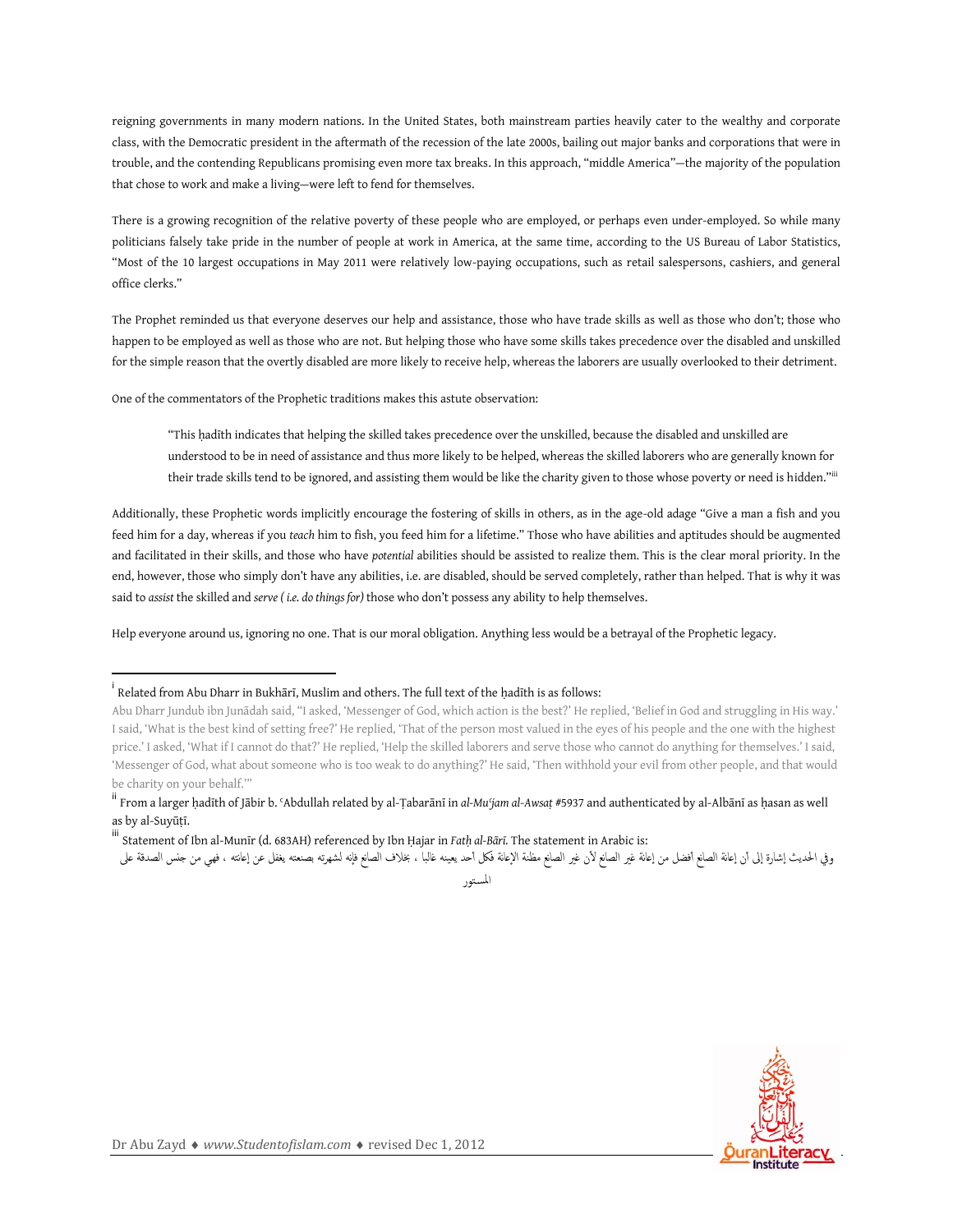reigning governments in many modern nations. In the United States, both mainstream parties heavily cater to the wealthy and corporate class, with the Democratic president in the aftermath of the recession of the late 2000s, bailing out major banks and corporations that were in trouble, and the contending Republicans promising even more tax breaks. In this approach, "middle America"—the majority of the population that chose to work and make a living—were left to fend for themselves.

There is a growing recognition of the relative poverty of these people who are employed, or perhaps even under-employed. So while many politicians falsely take pride in the number of people at work in America, at the same time, according to the US Bureau of Labor Statistics, "Most of the 10 largest occupations in May 2011 were relatively low-paying occupations, such as retail salespersons, cashiers, and general office clerks."

The Prophet reminded us that everyone deserves our help and assistance, those who have trade skills as well as those who don't; those who happen to be employed as well as those who are not. But helping those who have some skills takes precedence over the disabled and unskilled for the simple reason that the overtly disabled are more likely to receive help, whereas the laborers are usually overlooked to their detriment.

One of the commentators of the Prophetic traditions makes this astute observation:

> "This ḥadīth indicates that helping the skilled takes precedence over the unskilled, because the disabled and unskilled are understood to be in need of assistance and thus more likely to be helped, whereas the skilled laborers who are generally known for their trade skills tend to be ignored, and assisting them would be like the charity given to those whose poverty or need is hidden."[iii]

Additionally, these Prophetic words implicitly encourage the fostering of skills in others, as in the age-old adage "Give a man a fish and you feed him for a day, whereas if you *teach* him to fish, you feed him for a lifetime." Those who have abilities and aptitudes should be augmented and facilitated in their skills, and those who have *potential* abilities should be assisted to realize them. This is the clear moral priority. In the end, however, those who simply don't have any abilities, i.e. are disabled, should be served completely, rather than helped. That is why it was said to *assist* the skilled and *serve ( i.e. do things for)* those who don't possess any ability to help themselves.

Help everyone around us, ignoring no one. That is our moral obligation. Anything less would be a betrayal of the Prophetic legacy.

---

[i] Related from Abu Dharr in Bukhārī, Muslim and others. The full text of the ḥadīth is as follows:
Abu Dharr Jundub ibn Junādah said, "I asked, 'Messenger of God, which action is the best?' He replied, 'Belief in God and struggling in His way.' I said, 'What is the best kind of setting free?' He replied, 'That of the person most valued in the eyes of his people and the one with the highest price.' I asked, 'What if I cannot do that?' He replied, 'Help the skilled laborers and serve those who cannot do anything for themselves.' I said, 'Messenger of God, what about someone who is too weak to do anything?' He said, 'Then withhold your evil from other people, and that would be charity on your behalf.'"

[ii] From a larger ḥadīth of Jābir b. ʿAbdullah related by al-Ṭabarānī in *al-Muʿjam al-Awsaṭ* #5937 and authenticated by al-Albānī as ḥasan as well as by al-Suyūṭī.

[iii] Statement of Ibn al-Munīr (d. 683AH) referenced by Ibn Ḥajar in *Fatḥ al-Bārī*. The statement in Arabic is:
وفي الحديث إشارة إلى أن إعانة الصانع أفضل من إعانة غير الصانع لأن غير الصانع مظنة الإعانة فكل أحد يعينه غالبا ، بخلاف الصانع فإنه لشهرته بصنعته يغفل عن إعانته ، فهي من جنس الصدقة على المستور